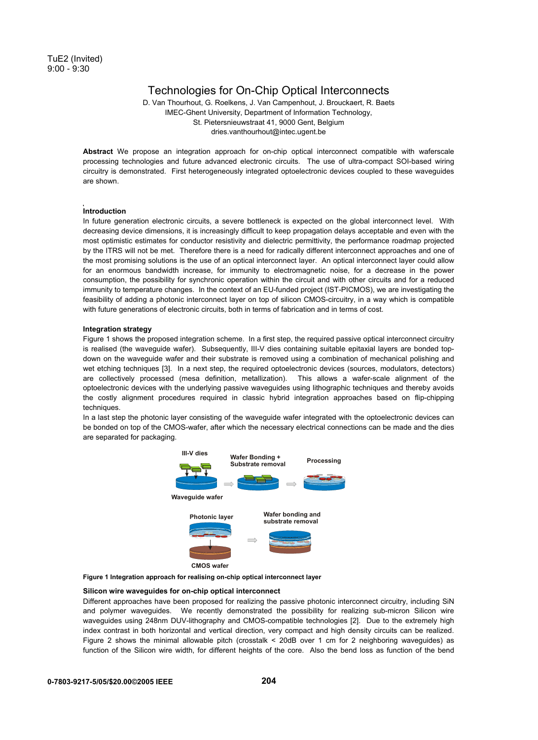TuE2 (Invited)
9:00 - 9:30

# Technologies for On-Chip Optical Interconnects

D. Van Thourhout, G. Roelkens, J. Van Campenhout, J. Brouckaert, R. Baets
IMEC-Ghent University, Department of Information Technology,
St. Pietersnieuwstraat 41, 9000 Gent, Belgium
dries.vanthourhout@intec.ugent.be

**Abstract** We propose an integration approach for on-chip optical interconnect compatible with waferscale processing technologies and future advanced electronic circuits. The use of ultra-compact SOI-based wiring circuitry is demonstrated. First heterogeneously integrated optoelectronic devices coupled to these waveguides are shown.

## Introduction

In future generation electronic circuits, a severe bottleneck is expected on the global interconnect level. With decreasing device dimensions, it is increasingly difficult to keep propagation delays acceptable and even with the most optimistic estimates for conductor resistivity and dielectric permittivity, the performance roadmap projected by the ITRS will not be met. Therefore there is a need for radically different interconnect approaches and one of the most promising solutions is the use of an optical interconnect layer. An optical interconnect layer could allow for an enormous bandwidth increase, for immunity to electromagnetic noise, for a decrease in the power consumption, the possibility for synchronic operation within the circuit and with other circuits and for a reduced immunity to temperature changes. In the context of an EU-funded project (IST-PICMOS), we are investigating the feasibility of adding a photonic interconnect layer on top of silicon CMOS-circuitry, in a way which is compatible with future generations of electronic circuits, both in terms of fabrication and in terms of cost.

## Integration strategy

Figure 1 shows the proposed integration scheme. In a first step, the required passive optical interconnect circuitry is realised (the waveguide wafer). Subsequently, III-V dies containing suitable epitaxial layers are bonded top-down on the waveguide wafer and their substrate is removed using a combination of mechanical polishing and wet etching techniques [3]. In a next step, the required optoelectronic devices (sources, modulators, detectors) are collectively processed (mesa definition, metallization). This allows a wafer-scale alignment of the optoelectronic devices with the underlying passive waveguides using lithographic techniques and thereby avoids the costly alignment procedures required in classic hybrid integration approaches based on flip-chipping techniques.

In a last step the photonic layer consisting of the waveguide wafer integrated with the optoelectronic devices can be bonded on top of the CMOS-wafer, after which the necessary electrical connections can be made and the dies are separated for packaging.

III-V dies — Wafer Bonding + Substrate removal — Processing
Waveguide wafer
Photonic layer — Wafer bonding and substrate removal
CMOS wafer

**Figure 1 Integration approach for realising on-chip optical interconnect layer**

## Silicon wire waveguides for on-chip optical interconnect

Different approaches have been proposed for realizing the passive photonic interconnect circuitry, including SiN and polymer waveguides. We recently demonstrated the possibility for realizing sub-micron Silicon wire waveguides using 248nm DUV-lithography and CMOS-compatible technologies [2]. Due to the extremely high index contrast in both horizontal and vertical direction, very compact and high density circuits can be realized. Figure 2 shows the minimal allowable pitch (crosstalk < 20dB over 1 cm for 2 neighboring waveguides) as function of the Silicon wire width, for different heights of the core. Also the bend loss as function of the bend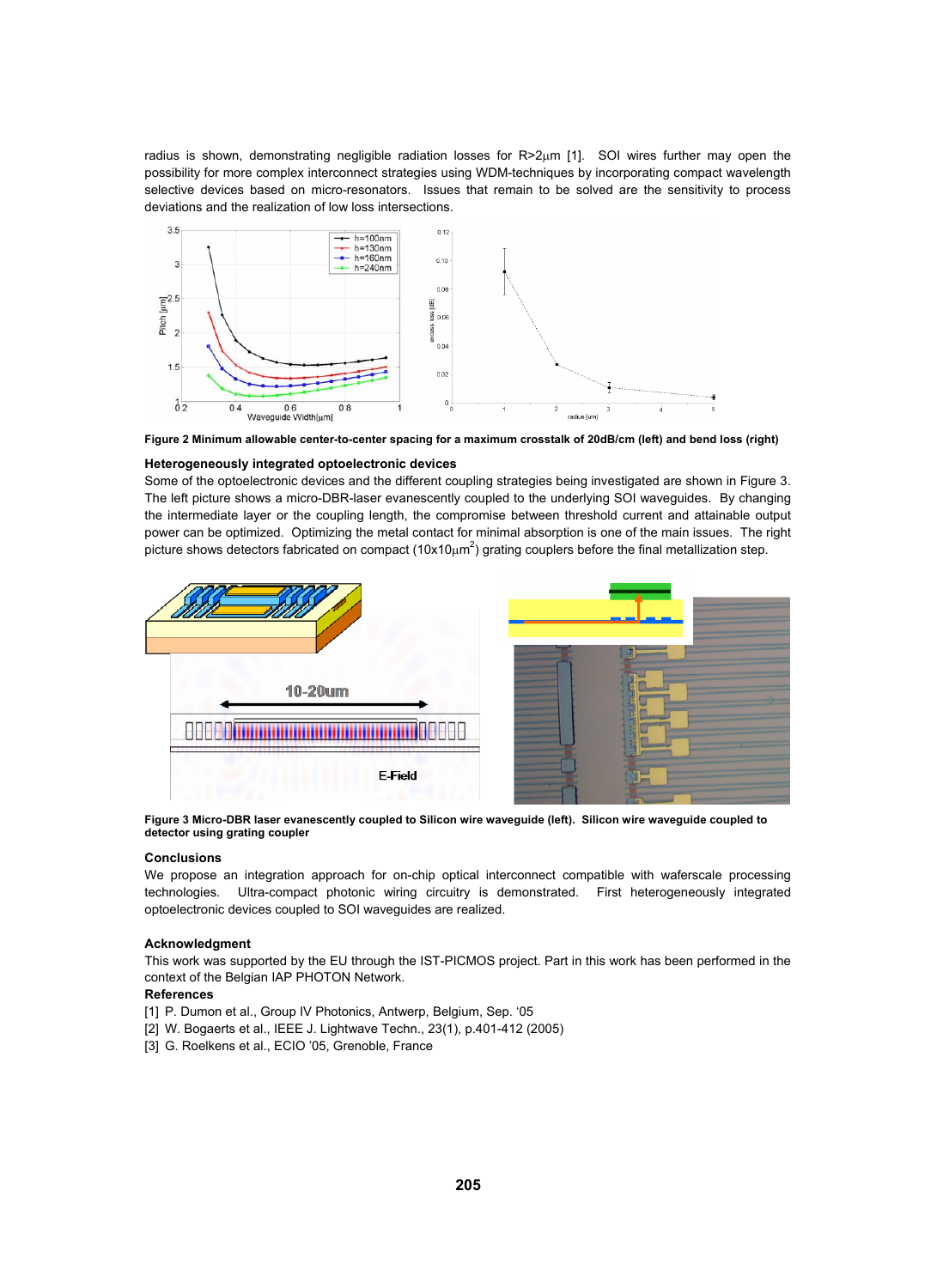radius is shown, demonstrating negligible radiation losses for R>2μm [1]. SOI wires further may open the possibility for more complex interconnect strategies using WDM-techniques by incorporating compact wavelength selective devices based on micro-resonators. Issues that remain to be solved are the sensitivity to process deviations and the realization of low loss intersections.

3.5
3
2.5
2
1.5
1
Pitch [μm]
0.2
0.4
0.6
0.8
1
Waveguide Width[μm]
h=100nm
h=130nm
h=160nm
h=240nm

0.12
0.10
0.08
0.06
0.04
0.02
0
excess loss [dB]
0
1
2
3
4
5
radius [um]

**Figure 2 Minimum allowable center-to-center spacing for a maximum crosstalk of 20dB/cm (left) and bend loss (right)**

### Heterogeneously integrated optoelectronic devices

Some of the optoelectronic devices and the different coupling strategies being investigated are shown in Figure 3. The left picture shows a micro-DBR-laser evanescently coupled to the underlying SOI waveguides. By changing the intermediate layer or the coupling length, the compromise between threshold current and attainable output power can be optimized. Optimizing the metal contact for minimal absorption is one of the main issues. The right picture shows detectors fabricated on compact (10x10μm$^2$) grating couplers before the final metallization step.

10-20um
E-Field

**Figure 3 Micro-DBR laser evanescently coupled to Silicon wire waveguide (left). Silicon wire waveguide coupled to detector using grating coupler**

### Conclusions

We propose an integration approach for on-chip optical interconnect compatible with waferscale processing technologies. Ultra-compact photonic wiring circuitry is demonstrated. First heterogeneously integrated optoelectronic devices coupled to SOI waveguides are realized.

### Acknowledgment

This work was supported by the EU through the IST-PICMOS project. Part in this work has been performed in the context of the Belgian IAP PHOTON Network.

### References

[1] P. Dumon et al., Group IV Photonics, Antwerp, Belgium, Sep. '05
[2] W. Bogaerts et al., IEEE J. Lightwave Techn., 23(1), p.401-412 (2005)
[3] G. Roelkens et al., ECIO '05, Grenoble, France